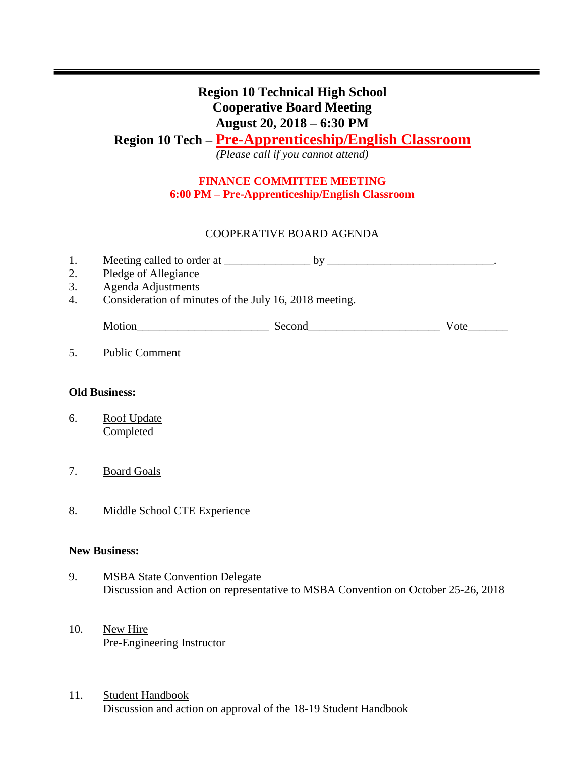# Region 10 Technical High School
# Cooperative Board Meeting
# August 20, 2018 – 6:30 PM
## Region 10 Tech – Pre-Apprenticeship/English Classroom

*(Please call if you cannot attend)*

**FINANCE COMMITTEE MEETING**
**6:00 PM – Pre-Apprenticeship/English Classroom**

COOPERATIVE BOARD AGENDA

1. Meeting called to order at _______________ by _____________________________.
2. Pledge of Allegiance
3. Agenda Adjustments
4. Consideration of minutes of the July 16, 2018 meeting.

   Motion______________________ Second______________________ Vote_______

5. Public Comment

**Old Business:**

6. Roof Update
   Completed

7. Board Goals

8. Middle School CTE Experience

**New Business:**

9. MSBA State Convention Delegate
   Discussion and Action on representative to MSBA Convention on October 25-26, 2018

10. New Hire
    Pre-Engineering Instructor

11. Student Handbook
    Discussion and action on approval of the 18-19 Student Handbook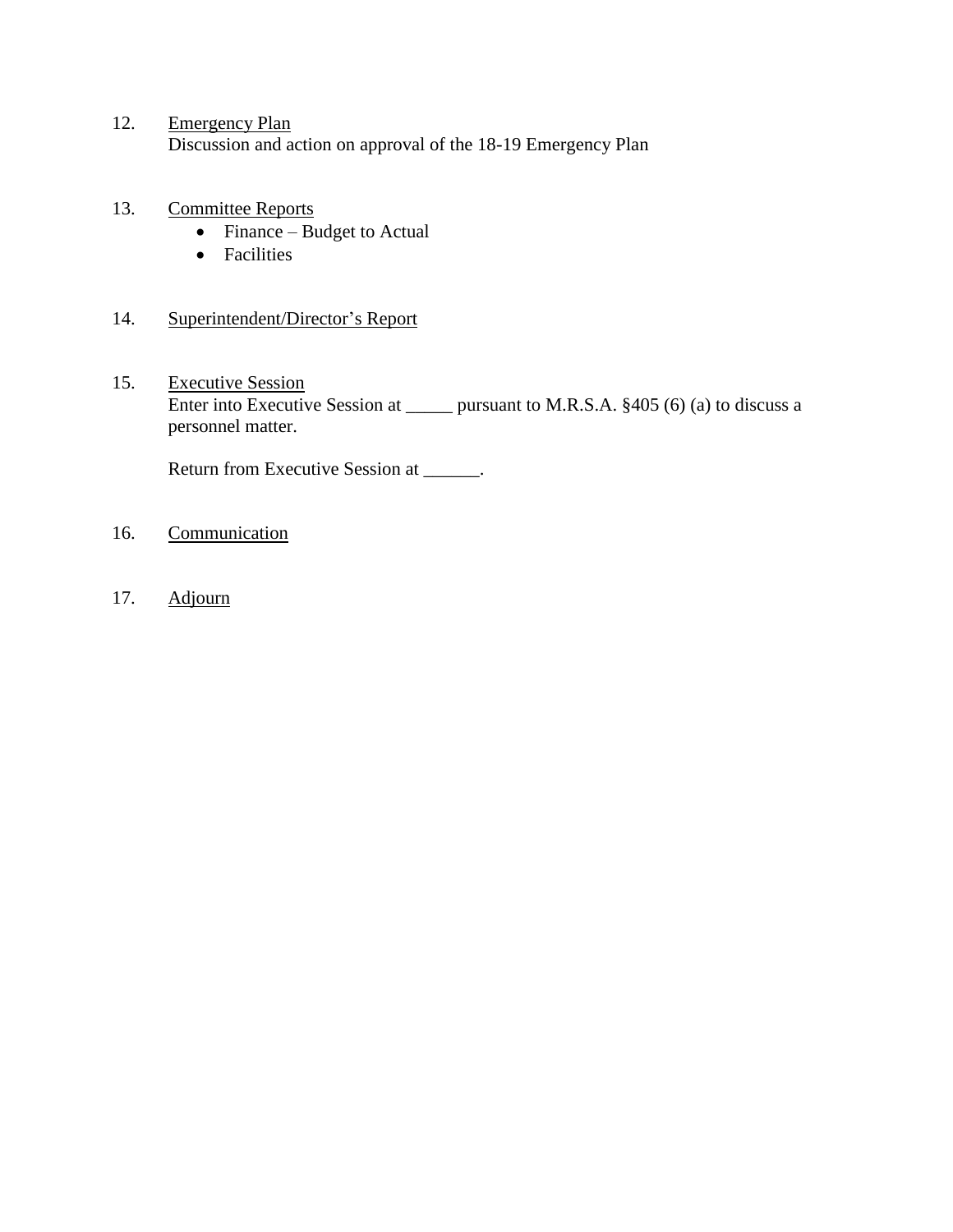12. <u>Emergency Plan</u>
    Discussion and action on approval of the 18-19 Emergency Plan

13. <u>Committee Reports</u>
    - Finance – Budget to Actual
    - Facilities

14. <u>Superintendent/Director's Report</u>

15. <u>Executive Session</u>
    Enter into Executive Session at _____ pursuant to M.R.S.A. §405 (6) (a) to discuss a personnel matter.

    Return from Executive Session at ______.

16. <u>Communication</u>

17. <u>Adjourn</u>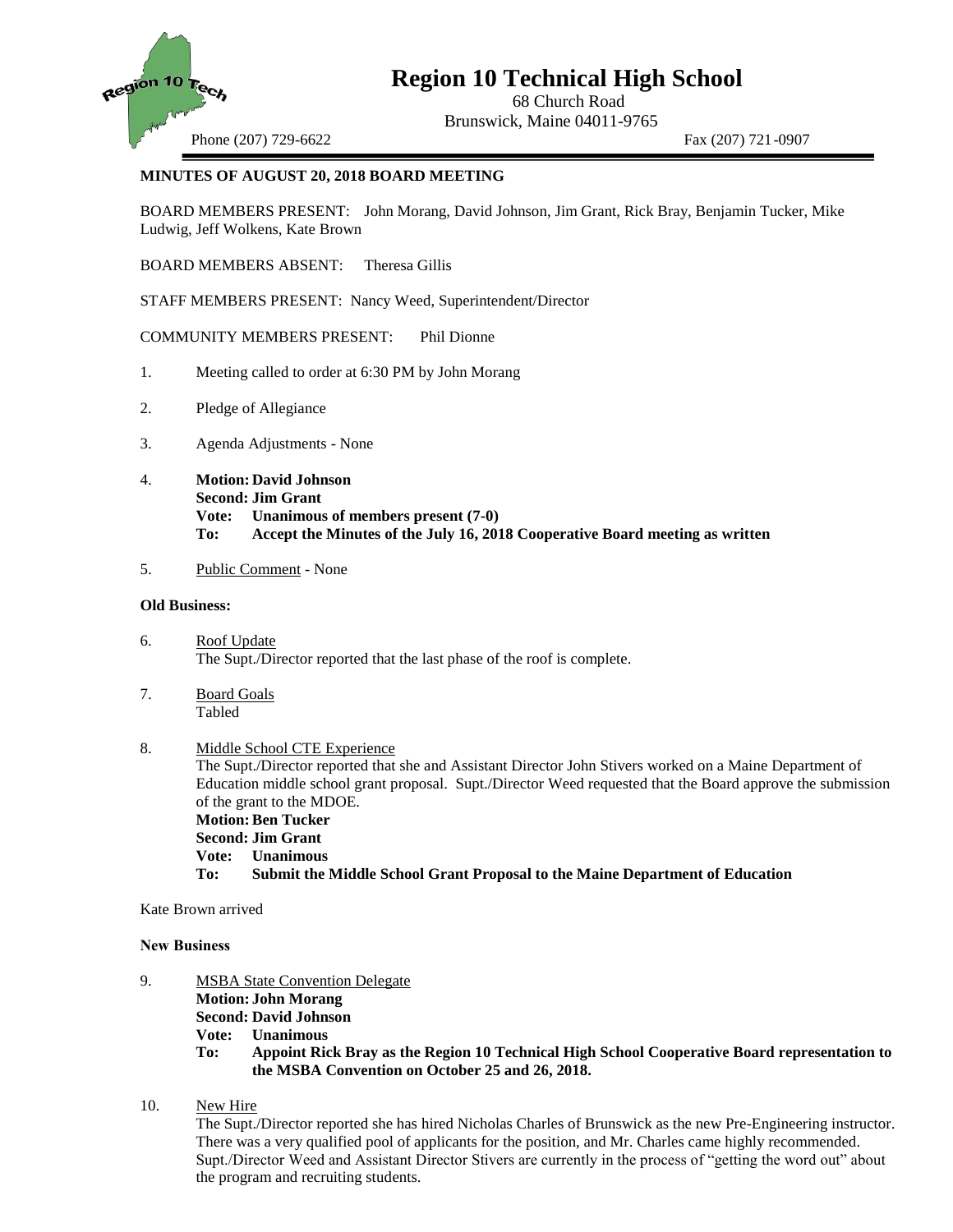# Region 10 Technical High School

68 Church Road
Brunswick, Maine 04011-9765

Phone (207) 729-6622 Fax (207) 721-0907

**MINUTES OF AUGUST 20, 2018 BOARD MEETING**

BOARD MEMBERS PRESENT: John Morang, David Johnson, Jim Grant, Rick Bray, Benjamin Tucker, Mike Ludwig, Jeff Wolkens, Kate Brown

BOARD MEMBERS ABSENT: Theresa Gillis

STAFF MEMBERS PRESENT: Nancy Weed, Superintendent/Director

COMMUNITY MEMBERS PRESENT: Phil Dionne

1. Meeting called to order at 6:30 PM by John Morang

2. Pledge of Allegiance

3. Agenda Adjustments - None

4. **Motion: David Johnson**
   **Second: Jim Grant**
   **Vote: Unanimous of members present (7-0)**
   **To: Accept the Minutes of the July 16, 2018 Cooperative Board meeting as written**

5. Public Comment - None

**Old Business:**

6. Roof Update
   The Supt./Director reported that the last phase of the roof is complete.

7. Board Goals
   Tabled

8. Middle School CTE Experience
   The Supt./Director reported that she and Assistant Director John Stivers worked on a Maine Department of Education middle school grant proposal. Supt./Director Weed requested that the Board approve the submission of the grant to the MDOE.
   **Motion: Ben Tucker**
   **Second: Jim Grant**
   **Vote: Unanimous**
   **To: Submit the Middle School Grant Proposal to the Maine Department of Education**

Kate Brown arrived

**New Business**

9. MSBA State Convention Delegate
   **Motion: John Morang**
   **Second: David Johnson**
   **Vote: Unanimous**
   **To: Appoint Rick Bray as the Region 10 Technical High School Cooperative Board representation to the MSBA Convention on October 25 and 26, 2018.**

10. New Hire
    The Supt./Director reported she has hired Nicholas Charles of Brunswick as the new Pre-Engineering instructor. There was a very qualified pool of applicants for the position, and Mr. Charles came highly recommended. Supt./Director Weed and Assistant Director Stivers are currently in the process of "getting the word out" about the program and recruiting students.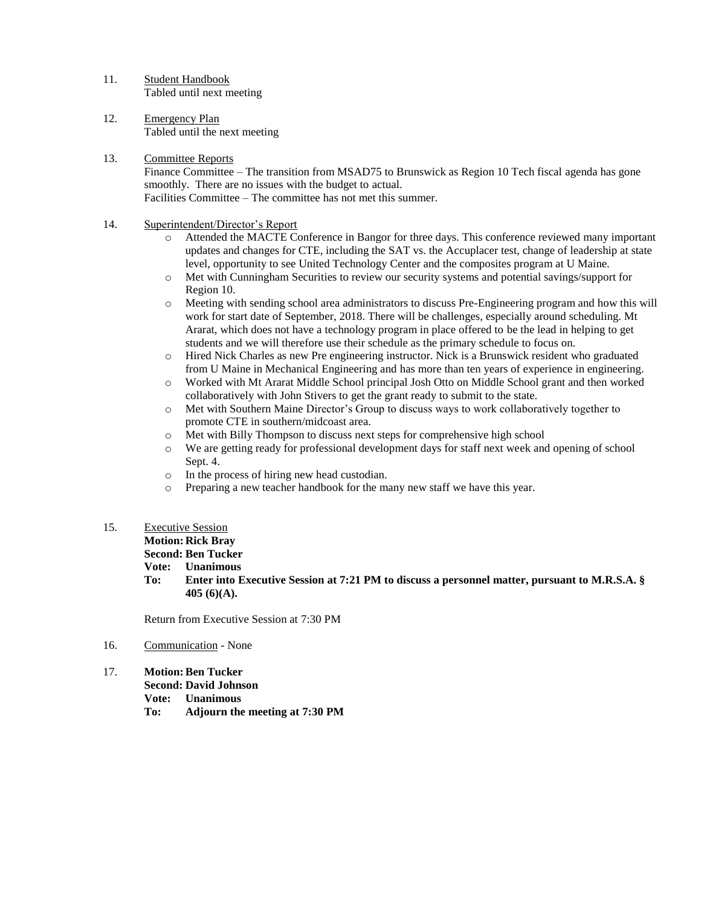11. <u>Student Handbook</u>
    Tabled until next meeting

12. <u>Emergency Plan</u>
    Tabled until the next meeting

13. <u>Committee Reports</u>
    Finance Committee – The transition from MSAD75 to Brunswick as Region 10 Tech fiscal agenda has gone smoothly. There are no issues with the budget to actual.
    Facilities Committee – The committee has not met this summer.

14. <u>Superintendent/Director's Report</u>
    - Attended the MACTE Conference in Bangor for three days. This conference reviewed many important updates and changes for CTE, including the SAT vs. the Accuplacer test, change of leadership at state level, opportunity to see United Technology Center and the composites program at U Maine.
    - Met with Cunningham Securities to review our security systems and potential savings/support for Region 10.
    - Meeting with sending school area administrators to discuss Pre-Engineering program and how this will work for start date of September, 2018. There will be challenges, especially around scheduling. Mt Ararat, which does not have a technology program in place offered to be the lead in helping to get students and we will therefore use their schedule as the primary schedule to focus on.
    - Hired Nick Charles as new Pre engineering instructor. Nick is a Brunswick resident who graduated from U Maine in Mechanical Engineering and has more than ten years of experience in engineering.
    - Worked with Mt Ararat Middle School principal Josh Otto on Middle School grant and then worked collaboratively with John Stivers to get the grant ready to submit to the state.
    - Met with Southern Maine Director's Group to discuss ways to work collaboratively together to promote CTE in southern/midcoast area.
    - Met with Billy Thompson to discuss next steps for comprehensive high school
    - We are getting ready for professional development days for staff next week and opening of school Sept. 4.
    - In the process of hiring new head custodian.
    - Preparing a new teacher handbook for the many new staff we have this year.

15. <u>Executive Session</u>
    **Motion: Rick Bray**
    **Second: Ben Tucker**
    **Vote: Unanimous**
    **To: Enter into Executive Session at 7:21 PM to discuss a personnel matter, pursuant to M.R.S.A. § 405 (6)(A).**

    Return from Executive Session at 7:30 PM

16. <u>Communication</u> - None

17. **Motion: Ben Tucker**
    **Second: David Johnson**
    **Vote: Unanimous**
    **To: Adjourn the meeting at 7:30 PM**